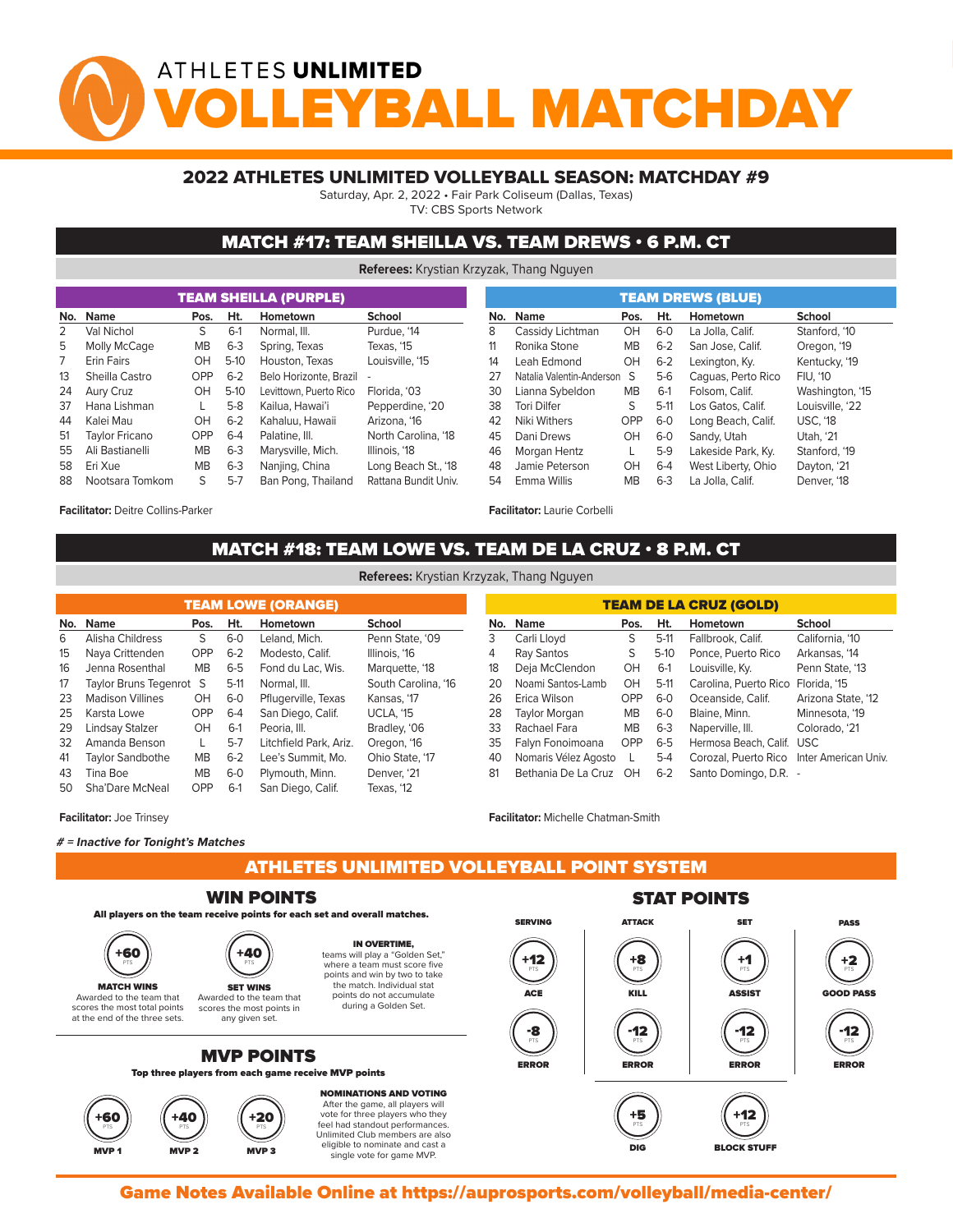# ATHLETES UNLIMITED VOLLEYBALL MATCHDAY

## 2022 ATHLETES UNLIMITED VOLLEYBALL SEASON: MATCHDAY #9

Saturday, Apr. 2, 2022 • Fair Park Coliseum (Dallas, Texas)
TV: CBS Sports Network

## MATCH #17: TEAM SHEILLA VS. TEAM DREWS • 6 P.M. CT

**Referees:** Krystian Krzyzak, Thang Nguyen

### TEAM SHEILLA (PURPLE)

| No. | Name | Pos. | Ht. | Hometown | School |
|---|---|---|---|---|---|
| 2 | Val Nichol | S | 6-1 | Normal, Ill. | Purdue, '14 |
| 5 | Molly McCage | MB | 6-3 | Spring, Texas | Texas, '15 |
| 7 | Erin Fairs | OH | 5-10 | Houston, Texas | Louisville, '15 |
| 13 | Sheilla Castro | OPP | 6-2 | Belo Horizonte, Brazil | - |
| 24 | Aury Cruz | OH | 5-10 | Levittown, Puerto Rico | Florida, '03 |
| 37 | Hana Lishman | L | 5-8 | Kailua, Hawai'i | Pepperdine, '20 |
| 44 | Kalei Mau | OH | 6-2 | Kahaluu, Hawaii | Arizona, '16 |
| 51 | Taylor Fricano | OPP | 6-4 | Palatine, Ill. | North Carolina, '18 |
| 55 | Ali Bastianelli | MB | 6-3 | Marysville, Mich. | Illinois, '18 |
| 58 | Eri Xue | MB | 6-3 | Nanjing, China | Long Beach St., '18 |
| 88 | Nootsara Tomkom | S | 5-7 | Ban Pong, Thailand | Rattana Bundit Univ. |

**Facilitator:** Deitre Collins-Parker

### TEAM DREWS (BLUE)

| No. | Name | Pos. | Ht. | Hometown | School |
|---|---|---|---|---|---|
| 8 | Cassidy Lichtman | OH | 6-0 | La Jolla, Calif. | Stanford, '10 |
| 11 | Ronika Stone | MB | 6-2 | San Jose, Calif. | Oregon, '19 |
| 14 | Leah Edmond | OH | 6-2 | Lexington, Ky. | Kentucky, '19 |
| 27 | Natalia Valentin-Anderson | S | 5-6 | Caguas, Perto Rico | FIU, '10 |
| 30 | Lianna Sybeldon | MB | 6-1 | Folsom, Calif. | Washington, '15 |
| 38 | Tori Dilfer | S | 5-11 | Los Gatos, Calif. | Louisville, '22 |
| 42 | Niki Withers | OPP | 6-0 | Long Beach, Calif. | USC, '18 |
| 45 | Dani Drews | OH | 6-0 | Sandy, Utah | Utah, '21 |
| 46 | Morgan Hentz | L | 5-9 | Lakeside Park, Ky. | Stanford, '19 |
| 48 | Jamie Peterson | OH | 6-4 | West Liberty, Ohio | Dayton, '21 |
| 54 | Emma Willis | MB | 6-3 | La Jolla, Calif. | Denver, '18 |

**Facilitator:** Laurie Corbelli

## MATCH #18: TEAM LOWE VS. TEAM DE LA CRUZ • 8 P.M. CT

**Referees:** Krystian Krzyzak, Thang Nguyen

### TEAM LOWE (ORANGE)

| No. | Name | Pos. | Ht. | Hometown | School |
|---|---|---|---|---|---|
| 6 | Alisha Childress | S | 6-0 | Leland, Mich. | Penn State, '09 |
| 15 | Naya Crittenden | OPP | 6-2 | Modesto, Calif. | Illinois, '16 |
| 16 | Jenna Rosenthal | MB | 6-5 | Fond du Lac, Wis. | Marquette, '18 |
| 17 | Taylor Bruns Tegenrot | S | 5-11 | Normal, Ill. | South Carolina, '16 |
| 23 | Madison Villines | OH | 6-0 | Pflugerville, Texas | Kansas, '17 |
| 25 | Karsta Lowe | OPP | 6-4 | San Diego, Calif. | UCLA, '15 |
| 29 | Lindsay Stalzer | OH | 6-1 | Peoria, Ill. | Bradley, '06 |
| 32 | Amanda Benson | L | 5-7 | Litchfield Park, Ariz. | Oregon, '16 |
| 41 | Taylor Sandbothe | MB | 6-2 | Lee's Summit, Mo. | Ohio State, '17 |
| 43 | Tina Boe | MB | 6-0 | Plymouth, Minn. | Denver, '21 |
| 50 | Sha'Dare McNeal | OPP | 6-1 | San Diego, Calif. | Texas, '12 |

**Facilitator:** Joe Trinsey

### TEAM DE LA CRUZ (GOLD)

| No. | Name | Pos. | Ht. | Hometown | School |
|---|---|---|---|---|---|
| 3 | Carli Lloyd | S | 5-11 | Fallbrook, Calif. | California, '10 |
| 4 | Ray Santos | S | 5-10 | Ponce, Puerto Rico | Arkansas, '14 |
| 18 | Deja McClendon | OH | 6-1 | Louisville, Ky. | Penn State, '13 |
| 20 | Noami Santos-Lamb | OH | 5-11 | Carolina, Puerto Rico | Florida, '15 |
| 26 | Erica Wilson | OPP | 6-0 | Oceanside, Calif. | Arizona State, '12 |
| 28 | Taylor Morgan | MB | 6-0 | Blaine, Minn. | Minnesota, '19 |
| 33 | Rachael Fara | MB | 6-3 | Naperville, Ill. | Colorado, '21 |
| 35 | Falyn Fonoimoana | OPP | 6-5 | Hermosa Beach, Calif. | USC |
| 40 | Nomaris Vélez Agosto | L | 5-4 | Corozal, Puerto Rico | Inter American Univ. |
| 81 | Bethania De La Cruz | OH | 6-2 | Santo Domingo, D.R. | - |

**Facilitator:** Michelle Chatman-Smith

*# = Inactive for Tonight's Matches*

## ATHLETES UNLIMITED VOLLEYBALL POINT SYSTEM

### WIN POINTS

**All players on the team receive points for each set and overall matches.**

- **+60 PTS — MATCH WINS:** Awarded to the team that scores the most total points at the end of the three sets.
- **+40 PTS — SET WINS:** Awarded to the team that scores the most points in any given set.

**IN OVERTIME,** teams will play a "Golden Set," where a team must score five points and win by two to take the match. Individual stat points do not accumulate during a Golden Set.

### MVP POINTS

**Top three players from each game receive MVP points**

- **+60 PTS — MVP 1**
- **+40 PTS — MVP 2**
- **+20 PTS — MVP 3**

**NOMINATIONS AND VOTING:** After the game, all players will vote for three players who they feel had standout performances. Unlimited Club members are also eligible to nominate and cast a single vote for game MVP.

### STAT POINTS

| Serving | Attack | Set | Pass |
|---|---|---|---|
| +12 PTS Ace | +8 PTS Kill | +1 PTS Assist | +2 PTS Good Pass |
| -8 PTS Error | -12 PTS Error | -12 PTS Error | -12 PTS Error |
| | +5 PTS Dig | +12 PTS Block Stuff | |

**Game Notes Available Online at https://auprosports.com/volleyball/media-center/**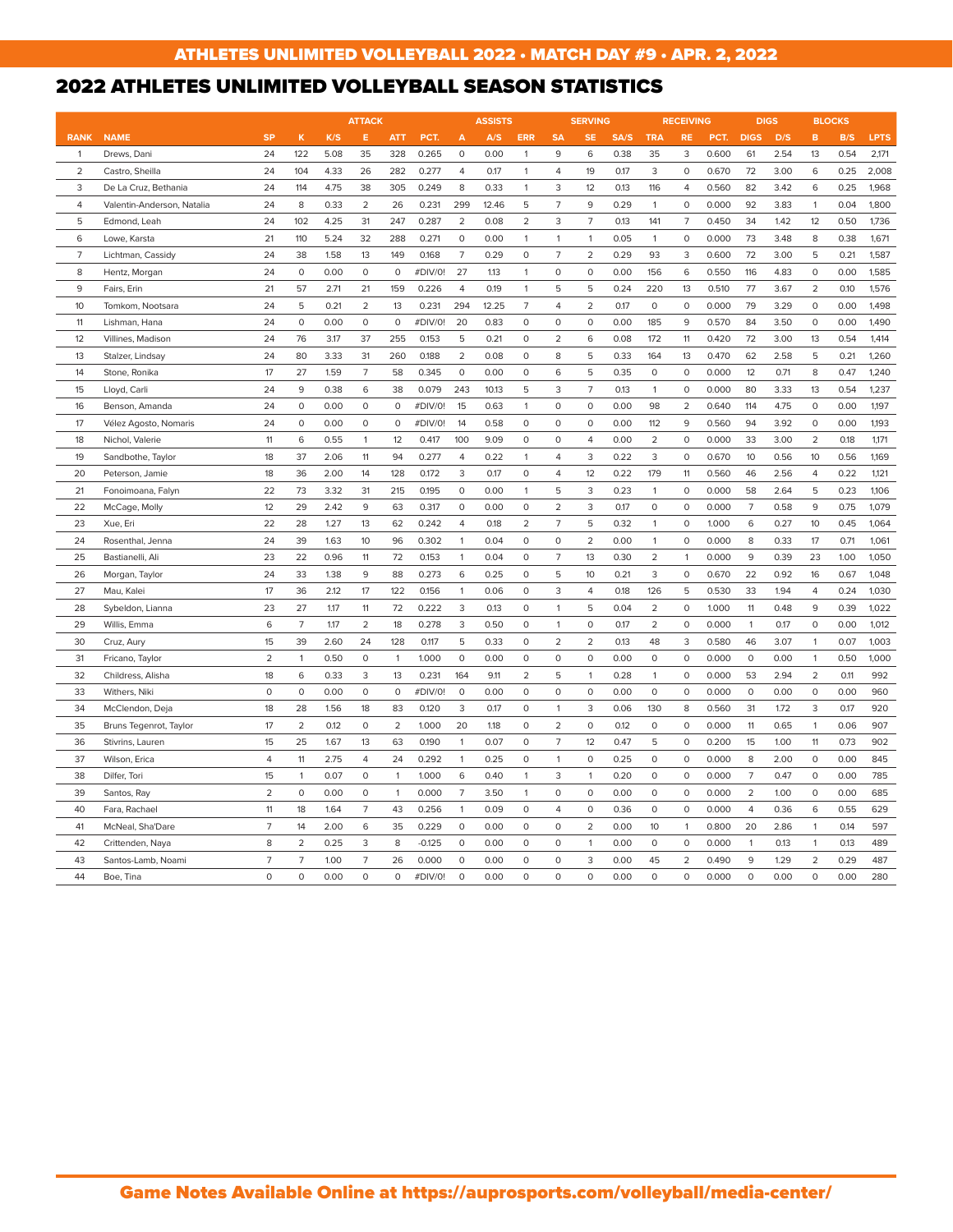## ATHLETES UNLIMITED VOLLEYBALL 2022 • MATCH DAY #9 • APR. 2, 2022

# 2022 ATHLETES UNLIMITED VOLLEYBALL SEASON STATISTICS

| | | | ATTACK | | | | | ASSISTS | | | SERVING | | | RECEIVING | | | DIGS | | BLOCKS | | |
|---|---|---|---|---|---|---|---|---|---|---|---|---|---|---|---|---|---|---|---|---|---|
| RANK | NAME | SP | K | K/S | E | ATT | PCT. | A | A/S | ERR | SA | SE | SA/S | TRA | RE | PCT. | DIGS | D/S | B | B/S | LPTS |
| 1 | Drews, Dani | 24 | 122 | 5.08 | 35 | 328 | 0.265 | 0 | 0.00 | 1 | 9 | 6 | 0.38 | 35 | 3 | 0.600 | 61 | 2.54 | 13 | 0.54 | 2,171 |
| 2 | Castro, Sheilla | 24 | 104 | 4.33 | 26 | 282 | 0.277 | 4 | 0.17 | 1 | 4 | 19 | 0.17 | 3 | 0 | 0.670 | 72 | 3.00 | 6 | 0.25 | 2,008 |
| 3 | De La Cruz, Bethania | 24 | 114 | 4.75 | 38 | 305 | 0.249 | 8 | 0.33 | 1 | 3 | 12 | 0.13 | 116 | 4 | 0.560 | 82 | 3.42 | 6 | 0.25 | 1,968 |
| 4 | Valentin-Anderson, Natalia | 24 | 8 | 0.33 | 2 | 26 | 0.231 | 299 | 12.46 | 5 | 7 | 9 | 0.29 | 1 | 0 | 0.000 | 92 | 3.83 | 1 | 0.04 | 1,800 |
| 5 | Edmond, Leah | 24 | 102 | 4.25 | 31 | 247 | 0.287 | 2 | 0.08 | 2 | 3 | 7 | 0.13 | 141 | 7 | 0.450 | 34 | 1.42 | 12 | 0.50 | 1,736 |
| 6 | Lowe, Karsta | 21 | 110 | 5.24 | 32 | 288 | 0.271 | 0 | 0.00 | 1 | 1 | 1 | 0.05 | 1 | 0 | 0.000 | 73 | 3.48 | 8 | 0.38 | 1,671 |
| 7 | Lichtman, Cassidy | 24 | 38 | 1.58 | 13 | 149 | 0.168 | 7 | 0.29 | 0 | 7 | 2 | 0.29 | 93 | 3 | 0.600 | 72 | 3.00 | 5 | 0.21 | 1,587 |
| 8 | Hentz, Morgan | 24 | 0 | 0.00 | 0 | 0 | #DIV/0! | 27 | 1.13 | 1 | 0 | 0 | 0.00 | 156 | 6 | 0.550 | 116 | 4.83 | 0 | 0.00 | 1,585 |
| 9 | Fairs, Erin | 21 | 57 | 2.71 | 21 | 159 | 0.226 | 4 | 0.19 | 1 | 5 | 5 | 0.24 | 220 | 13 | 0.510 | 77 | 3.67 | 2 | 0.10 | 1,576 |
| 10 | Tomkom, Nootsara | 24 | 5 | 0.21 | 2 | 13 | 0.231 | 294 | 12.25 | 7 | 4 | 2 | 0.17 | 0 | 0 | 0.000 | 79 | 3.29 | 0 | 0.00 | 1,498 |
| 11 | Lishman, Hana | 24 | 0 | 0.00 | 0 | 0 | #DIV/0! | 20 | 0.83 | 0 | 0 | 0 | 0.00 | 185 | 9 | 0.570 | 84 | 3.50 | 0 | 0.00 | 1,490 |
| 12 | Villines, Madison | 24 | 76 | 3.17 | 37 | 255 | 0.153 | 5 | 0.21 | 0 | 2 | 6 | 0.08 | 172 | 11 | 0.420 | 72 | 3.00 | 13 | 0.54 | 1,414 |
| 13 | Stalzer, Lindsay | 24 | 80 | 3.33 | 31 | 260 | 0.188 | 2 | 0.08 | 0 | 8 | 5 | 0.33 | 164 | 13 | 0.470 | 62 | 2.58 | 5 | 0.21 | 1,260 |
| 14 | Stone, Ronika | 17 | 27 | 1.59 | 7 | 58 | 0.345 | 0 | 0.00 | 0 | 6 | 5 | 0.35 | 0 | 0 | 0.000 | 12 | 0.71 | 8 | 0.47 | 1,240 |
| 15 | Lloyd, Carli | 24 | 9 | 0.38 | 6 | 38 | 0.079 | 243 | 10.13 | 5 | 3 | 7 | 0.13 | 1 | 0 | 0.000 | 80 | 3.33 | 13 | 0.54 | 1,237 |
| 16 | Benson, Amanda | 24 | 0 | 0.00 | 0 | 0 | #DIV/0! | 15 | 0.63 | 1 | 0 | 0 | 0.00 | 98 | 2 | 0.640 | 114 | 4.75 | 0 | 0.00 | 1,197 |
| 17 | Vélez Agosto, Nomaris | 24 | 0 | 0.00 | 0 | 0 | #DIV/0! | 14 | 0.58 | 0 | 0 | 0 | 0.00 | 112 | 9 | 0.560 | 94 | 3.92 | 0 | 0.00 | 1,193 |
| 18 | Nichol, Valerie | 11 | 6 | 0.55 | 1 | 12 | 0.417 | 100 | 9.09 | 0 | 0 | 4 | 0.00 | 2 | 0 | 0.000 | 33 | 3.00 | 2 | 0.18 | 1,171 |
| 19 | Sandbothe, Taylor | 18 | 37 | 2.06 | 11 | 94 | 0.277 | 4 | 0.22 | 1 | 4 | 3 | 0.22 | 3 | 0 | 0.670 | 10 | 0.56 | 10 | 0.56 | 1,169 |
| 20 | Peterson, Jamie | 18 | 36 | 2.00 | 14 | 128 | 0.172 | 3 | 0.17 | 0 | 4 | 12 | 0.22 | 179 | 11 | 0.560 | 46 | 2.56 | 4 | 0.22 | 1,121 |
| 21 | Fonoimoana, Falyn | 22 | 73 | 3.32 | 31 | 215 | 0.195 | 0 | 0.00 | 1 | 5 | 3 | 0.23 | 1 | 0 | 0.000 | 58 | 2.64 | 5 | 0.23 | 1,106 |
| 22 | McCage, Molly | 12 | 29 | 2.42 | 9 | 63 | 0.317 | 0 | 0.00 | 0 | 2 | 3 | 0.17 | 0 | 0 | 0.000 | 7 | 0.58 | 9 | 0.75 | 1,079 |
| 23 | Xue, Eri | 22 | 28 | 1.27 | 13 | 62 | 0.242 | 4 | 0.18 | 2 | 7 | 5 | 0.32 | 1 | 0 | 1.000 | 6 | 0.27 | 10 | 0.45 | 1,064 |
| 24 | Rosenthal, Jenna | 24 | 39 | 1.63 | 10 | 96 | 0.302 | 1 | 0.04 | 0 | 0 | 2 | 0.00 | 1 | 0 | 0.000 | 8 | 0.33 | 17 | 0.71 | 1,061 |
| 25 | Bastianelli, Ali | 23 | 22 | 0.96 | 11 | 72 | 0.153 | 1 | 0.04 | 0 | 7 | 13 | 0.30 | 2 | 1 | 0.000 | 9 | 0.39 | 23 | 1.00 | 1,050 |
| 26 | Morgan, Taylor | 24 | 33 | 1.38 | 9 | 88 | 0.273 | 6 | 0.25 | 0 | 5 | 10 | 0.21 | 3 | 0 | 0.670 | 22 | 0.92 | 16 | 0.67 | 1,048 |
| 27 | Mau, Kalei | 17 | 36 | 2.12 | 17 | 122 | 0.156 | 1 | 0.06 | 0 | 3 | 4 | 0.18 | 126 | 5 | 0.530 | 33 | 1.94 | 4 | 0.24 | 1,030 |
| 28 | Sybeldon, Lianna | 23 | 27 | 1.17 | 11 | 72 | 0.222 | 3 | 0.13 | 0 | 1 | 5 | 0.04 | 2 | 0 | 1.000 | 11 | 0.48 | 9 | 0.39 | 1,022 |
| 29 | Willis, Emma | 6 | 7 | 1.17 | 2 | 18 | 0.278 | 3 | 0.50 | 0 | 1 | 0 | 0.17 | 2 | 0 | 0.000 | 1 | 0.17 | 0 | 0.00 | 1,012 |
| 30 | Cruz, Aury | 15 | 39 | 2.60 | 24 | 128 | 0.117 | 5 | 0.33 | 0 | 2 | 2 | 0.13 | 48 | 3 | 0.580 | 46 | 3.07 | 1 | 0.07 | 1,003 |
| 31 | Fricano, Taylor | 2 | 1 | 0.50 | 0 | 1 | 1.000 | 0 | 0.00 | 0 | 0 | 0 | 0.00 | 0 | 0 | 0.000 | 0 | 0.00 | 1 | 0.50 | 1,000 |
| 32 | Childress, Alisha | 18 | 6 | 0.33 | 3 | 13 | 0.231 | 164 | 9.11 | 2 | 5 | 1 | 0.28 | 1 | 0 | 0.000 | 53 | 2.94 | 2 | 0.11 | 992 |
| 33 | Withers, Niki | 0 | 0 | 0.00 | 0 | 0 | #DIV/0! | 0 | 0.00 | 0 | 0 | 0 | 0.00 | 0 | 0 | 0.000 | 0 | 0.00 | 0 | 0.00 | 960 |
| 34 | McClendon, Deja | 18 | 28 | 1.56 | 18 | 83 | 0.120 | 3 | 0.17 | 0 | 1 | 3 | 0.06 | 130 | 8 | 0.560 | 31 | 1.72 | 3 | 0.17 | 920 |
| 35 | Bruns Tegenrot, Taylor | 17 | 2 | 0.12 | 0 | 2 | 1.000 | 20 | 1.18 | 0 | 2 | 0 | 0.12 | 0 | 0 | 0.000 | 11 | 0.65 | 1 | 0.06 | 907 |
| 36 | Stivrins, Lauren | 15 | 25 | 1.67 | 13 | 63 | 0.190 | 1 | 0.07 | 0 | 7 | 12 | 0.47 | 5 | 0 | 0.200 | 15 | 1.00 | 11 | 0.73 | 902 |
| 37 | Wilson, Erica | 4 | 11 | 2.75 | 4 | 24 | 0.292 | 1 | 0.25 | 0 | 1 | 0 | 0.25 | 0 | 0 | 0.000 | 8 | 2.00 | 0 | 0.00 | 845 |
| 38 | Dilfer, Tori | 15 | 1 | 0.07 | 0 | 1 | 1.000 | 6 | 0.40 | 1 | 3 | 1 | 0.20 | 0 | 0 | 0.000 | 7 | 0.47 | 0 | 0.00 | 785 |
| 39 | Santos, Ray | 2 | 0 | 0.00 | 0 | 1 | 0.000 | 7 | 3.50 | 1 | 0 | 0 | 0.00 | 0 | 0 | 0.000 | 2 | 1.00 | 0 | 0.00 | 685 |
| 40 | Fara, Rachael | 11 | 18 | 1.64 | 7 | 43 | 0.256 | 1 | 0.09 | 0 | 4 | 0 | 0.36 | 0 | 0 | 0.000 | 4 | 0.36 | 6 | 0.55 | 629 |
| 41 | McNeal, Sha'Dare | 7 | 14 | 2.00 | 6 | 35 | 0.229 | 0 | 0.00 | 0 | 0 | 2 | 0.00 | 10 | 1 | 0.800 | 20 | 2.86 | 1 | 0.14 | 597 |
| 42 | Crittenden, Naya | 8 | 2 | 0.25 | 3 | 8 | -0.125 | 0 | 0.00 | 0 | 0 | 1 | 0.00 | 0 | 0 | 0.000 | 1 | 0.13 | 1 | 0.13 | 489 |
| 43 | Santos-Lamb, Noami | 7 | 7 | 1.00 | 7 | 26 | 0.000 | 0 | 0.00 | 0 | 0 | 3 | 0.00 | 45 | 2 | 0.490 | 9 | 1.29 | 2 | 0.29 | 487 |
| 44 | Boe, Tina | 0 | 0 | 0.00 | 0 | 0 | #DIV/0! | 0 | 0.00 | 0 | 0 | 0 | 0.00 | 0 | 0 | 0.000 | 0 | 0.00 | 0 | 0.00 | 280 |

Game Notes Available Online at https://auprosports.com/volleyball/media-center/